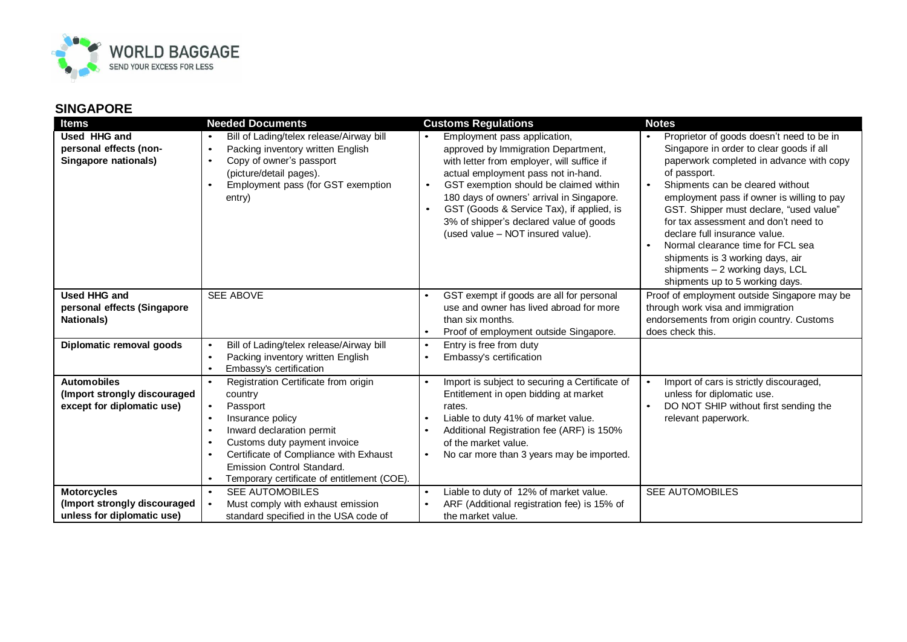## SINGAPORE

| Items | Needed Documents | Customs Regulations | Notes |
|---|---|---|---|
| **Used HHG and personal effects (non-Singapore nationals)** | • Bill of Lading/telex release/Airway bill<br>• Packing inventory written English<br>• Copy of owner's passport (picture/detail pages).<br>• Employment pass (for GST exemption entry) | • Employment pass application, approved by Immigration Department, with letter from employer, will suffice if actual employment pass not in-hand.<br>• GST exemption should be claimed within 180 days of owners' arrival in Singapore.<br>• GST (Goods & Service Tax), if applied, is 3% of shipper's declared value of goods (used value – NOT insured value). | • Proprietor of goods doesn't need to be in Singapore in order to clear goods if all paperwork completed in advance with copy of passport.<br>• Shipments can be cleared without employment pass if owner is willing to pay GST. Shipper must declare, "used value" for tax assessment and don't need to declare full insurance value.<br>• Normal clearance time for FCL sea shipments is 3 working days, air shipments – 2 working days, LCL shipments up to 5 working days. |
| **Used HHG and personal effects (Singapore Nationals)** | SEE ABOVE | • GST exempt if goods are all for personal use and owner has lived abroad for more than six months.<br>• Proof of employment outside Singapore. | Proof of employment outside Singapore may be through work visa and immigration endorsements from origin country. Customs does check this. |
| **Diplomatic removal goods** | • Bill of Lading/telex release/Airway bill<br>• Packing inventory written English<br>• Embassy's certification | • Entry is free from duty<br>• Embassy's certification | |
| **Automobiles (Import strongly discouraged except for diplomatic use)** | • Registration Certificate from origin country<br>• Passport<br>• Insurance policy<br>• Inward declaration permit<br>• Customs duty payment invoice<br>• Certificate of Compliance with Exhaust Emission Control Standard.<br>• Temporary certificate of entitlement (COE). | • Import is subject to securing a Certificate of Entitlement in open bidding at market rates.<br>• Liable to duty 41% of market value.<br>• Additional Registration fee (ARF) is 150% of the market value.<br>• No car more than 3 years may be imported. | • Import of cars is strictly discouraged, unless for diplomatic use.<br>• DO NOT SHIP without first sending the relevant paperwork. |
| **Motorcycles (Import strongly discouraged unless for diplomatic use)** | • SEE AUTOMOBILES<br>• Must comply with exhaust emission standard specified in the USA code of | • Liable to duty of 12% of market value.<br>• ARF (Additional registration fee) is 15% of the market value. | SEE AUTOMOBILES |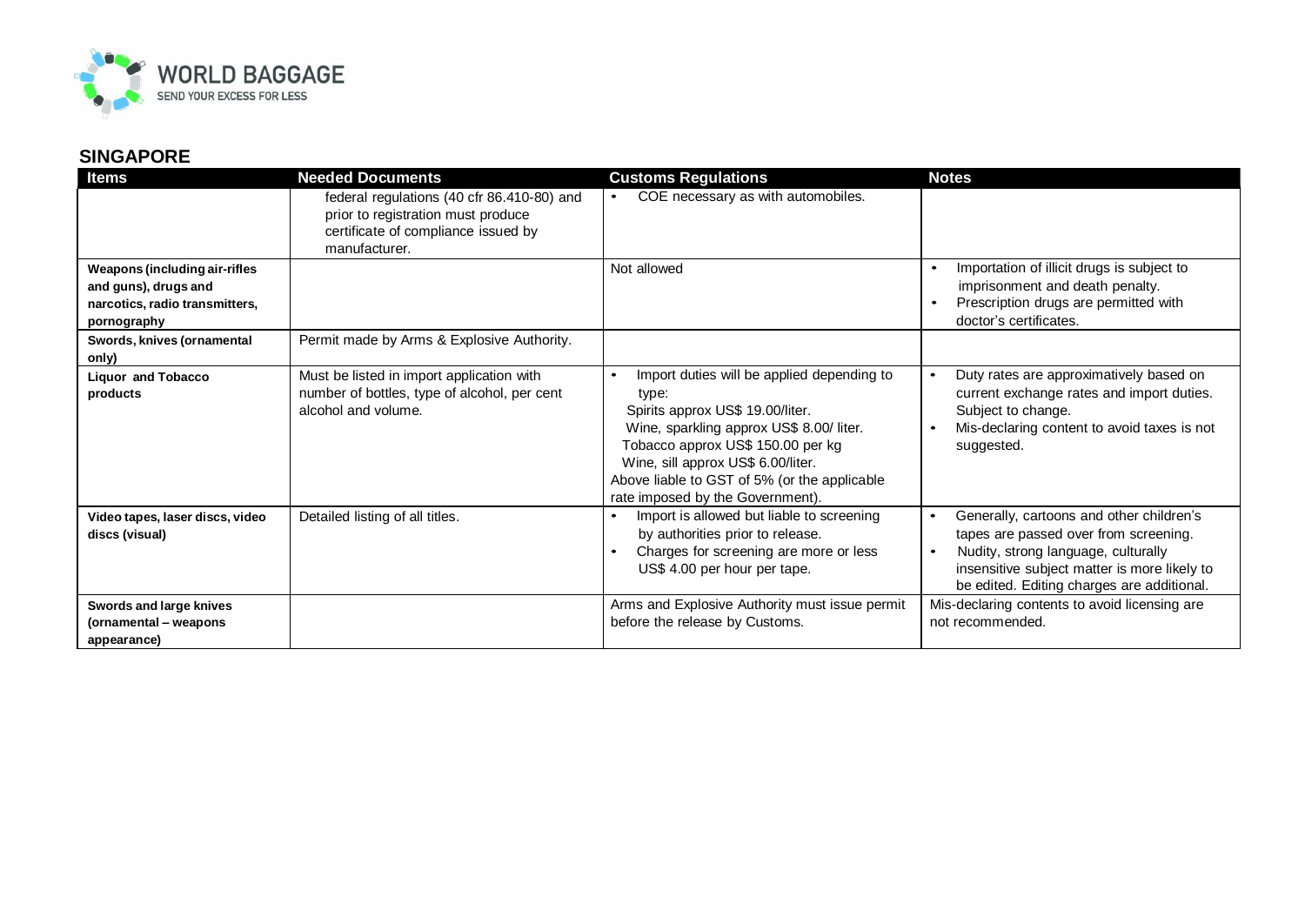## SINGAPORE

| Items | Needed Documents | Customs Regulations | Notes |
|---|---|---|---|
| | federal regulations (40 cfr 86.410-80) and prior to registration must produce certificate of compliance issued by manufacturer. | • COE necessary as with automobiles. | |
| **Weapons (including air-rifles and guns), drugs and narcotics, radio transmitters, pornography** | | Not allowed | • Importation of illicit drugs is subject to imprisonment and death penalty.<br>• Prescription drugs are permitted with doctor's certificates. |
| **Swords, knives (ornamental only)** | Permit made by Arms & Explosive Authority. | | |
| **Liquor and Tobacco products** | Must be listed in import application with number of bottles, type of alcohol, per cent alcohol and volume. | • Import duties will be applied depending to type:<br>Spirits approx US$ 19.00/liter.<br>Wine, sparkling approx US$ 8.00/ liter.<br>Tobacco approx US$ 150.00 per kg<br>Wine, sill approx US$ 6.00/liter.<br>Above liable to GST of 5% (or the applicable rate imposed by the Government). | • Duty rates are approximately based on current exchange rates and import duties. Subject to change.<br>• Mis-declaring content to avoid taxes is not suggested. |
| **Video tapes, laser discs, video discs (visual)** | Detailed listing of all titles. | • Import is allowed but liable to screening by authorities prior to release.<br>• Charges for screening are more or less US$ 4.00 per hour per tape. | • Generally, cartoons and other children's tapes are passed over from screening.<br>• Nudity, strong language, culturally insensitive subject matter is more likely to be edited. Editing charges are additional. |
| **Swords and large knives (ornamental – weapons appearance)** | | Arms and Explosive Authority must issue permit before the release by Customs. | Mis-declaring contents to avoid licensing are not recommended. |